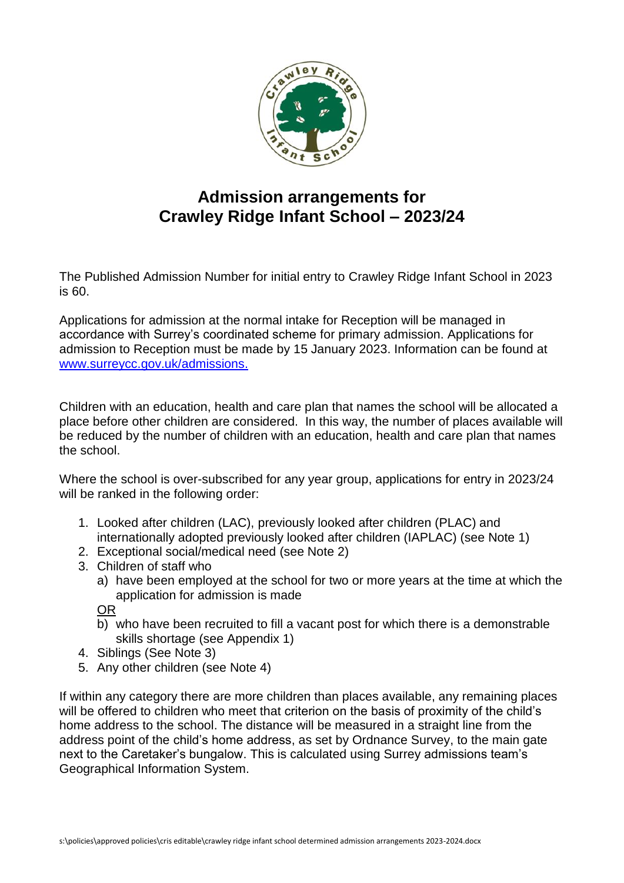# Admission arrangements for Crawley Ridge Infant School – 2023/24

The Published Admission Number for initial entry to Crawley Ridge Infant School in 2023 is 60.

Applications for admission at the normal intake for Reception will be managed in accordance with Surrey's coordinated scheme for primary admission. Applications for admission to Reception must be made by 15 January 2023. Information can be found at [www.surreycc.gov.uk/admissions.](www.surreycc.gov.uk/admissions)

Children with an education, health and care plan that names the school will be allocated a place before other children are considered. In this way, the number of places available will be reduced by the number of children with an education, health and care plan that names the school.

Where the school is over-subscribed for any year group, applications for entry in 2023/24 will be ranked in the following order:

1. Looked after children (LAC), previously looked after children (PLAC) and internationally adopted previously looked after children (IAPLAC) (see Note 1)
2. Exceptional social/medical need (see Note 2)
3. Children of staff who
   a) have been employed at the school for two or more years at the time at which the application for admission is made

   <u>OR</u>

   b) who have been recruited to fill a vacant post for which there is a demonstrable skills shortage (see Appendix 1)
4. Siblings (See Note 3)
5. Any other children (see Note 4)

If within any category there are more children than places available, any remaining places will be offered to children who meet that criterion on the basis of proximity of the child's home address to the school. The distance will be measured in a straight line from the address point of the child's home address, as set by Ordnance Survey, to the main gate next to the Caretaker's bungalow. This is calculated using Surrey admissions team's Geographical Information System.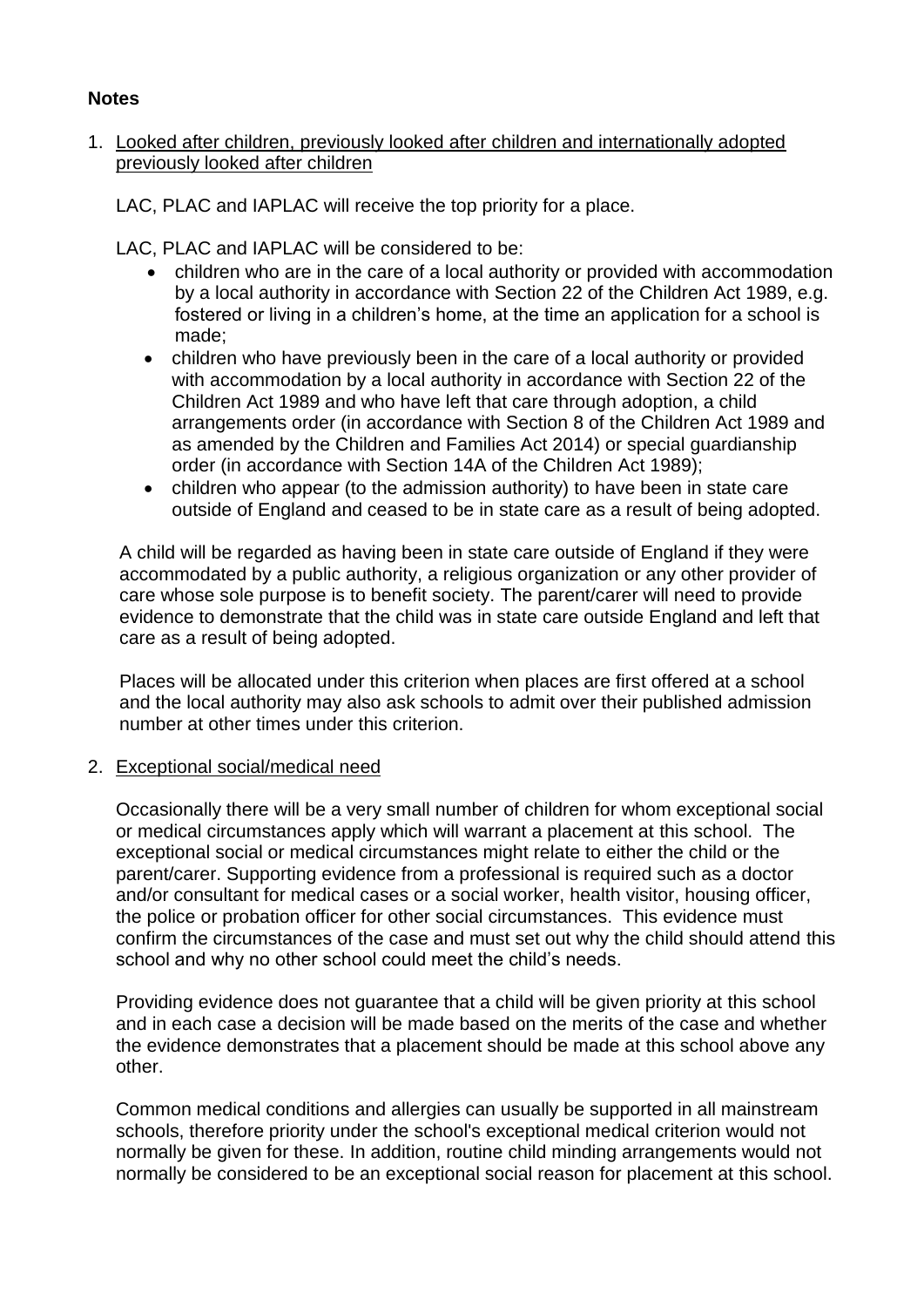## Notes

1. Looked after children, previously looked after children and internationally adopted previously looked after children

   LAC, PLAC and IAPLAC will receive the top priority for a place.

   LAC, PLAC and IAPLAC will be considered to be:

   - children who are in the care of a local authority or provided with accommodation by a local authority in accordance with Section 22 of the Children Act 1989, e.g. fostered or living in a children's home, at the time an application for a school is made;
   - children who have previously been in the care of a local authority or provided with accommodation by a local authority in accordance with Section 22 of the Children Act 1989 and who have left that care through adoption, a child arrangements order (in accordance with Section 8 of the Children Act 1989 and as amended by the Children and Families Act 2014) or special guardianship order (in accordance with Section 14A of the Children Act 1989);
   - children who appear (to the admission authority) to have been in state care outside of England and ceased to be in state care as a result of being adopted.

   A child will be regarded as having been in state care outside of England if they were accommodated by a public authority, a religious organization or any other provider of care whose sole purpose is to benefit society. The parent/carer will need to provide evidence to demonstrate that the child was in state care outside England and left that care as a result of being adopted.

   Places will be allocated under this criterion when places are first offered at a school and the local authority may also ask schools to admit over their published admission number at other times under this criterion.

2. Exceptional social/medical need

   Occasionally there will be a very small number of children for whom exceptional social or medical circumstances apply which will warrant a placement at this school. The exceptional social or medical circumstances might relate to either the child or the parent/carer. Supporting evidence from a professional is required such as a doctor and/or consultant for medical cases or a social worker, health visitor, housing officer, the police or probation officer for other social circumstances. This evidence must confirm the circumstances of the case and must set out why the child should attend this school and why no other school could meet the child's needs.

   Providing evidence does not guarantee that a child will be given priority at this school and in each case a decision will be made based on the merits of the case and whether the evidence demonstrates that a placement should be made at this school above any other.

   Common medical conditions and allergies can usually be supported in all mainstream schools, therefore priority under the school's exceptional medical criterion would not normally be given for these. In addition, routine child minding arrangements would not normally be considered to be an exceptional social reason for placement at this school.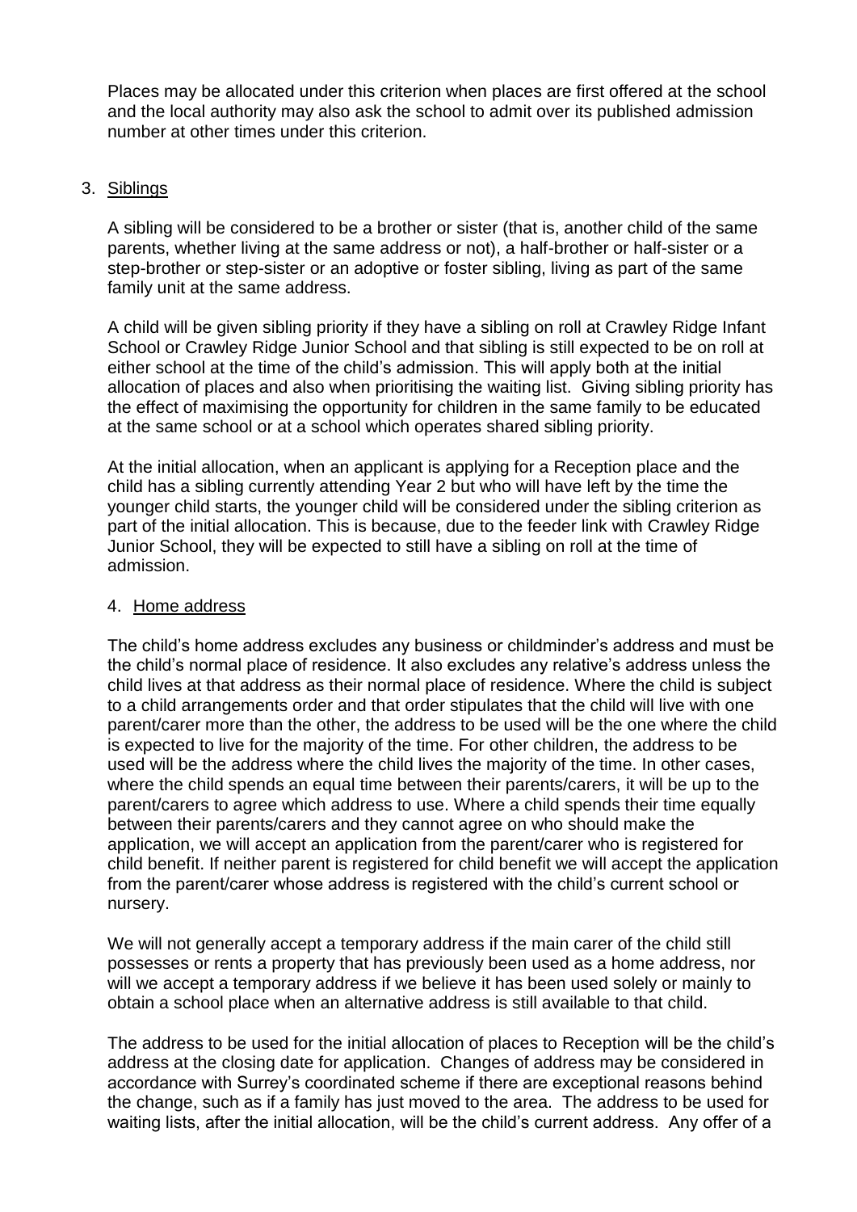Places may be allocated under this criterion when places are first offered at the school and the local authority may also ask the school to admit over its published admission number at other times under this criterion.

3. Siblings

A sibling will be considered to be a brother or sister (that is, another child of the same parents, whether living at the same address or not), a half-brother or half-sister or a step-brother or step-sister or an adoptive or foster sibling, living as part of the same family unit at the same address.

A child will be given sibling priority if they have a sibling on roll at Crawley Ridge Infant School or Crawley Ridge Junior School and that sibling is still expected to be on roll at either school at the time of the child's admission. This will apply both at the initial allocation of places and also when prioritising the waiting list. Giving sibling priority has the effect of maximising the opportunity for children in the same family to be educated at the same school or at a school which operates shared sibling priority.

At the initial allocation, when an applicant is applying for a Reception place and the child has a sibling currently attending Year 2 but who will have left by the time the younger child starts, the younger child will be considered under the sibling criterion as part of the initial allocation. This is because, due to the feeder link with Crawley Ridge Junior School, they will be expected to still have a sibling on roll at the time of admission.

4. Home address

The child's home address excludes any business or childminder's address and must be the child's normal place of residence. It also excludes any relative's address unless the child lives at that address as their normal place of residence. Where the child is subject to a child arrangements order and that order stipulates that the child will live with one parent/carer more than the other, the address to be used will be the one where the child is expected to live for the majority of the time. For other children, the address to be used will be the address where the child lives the majority of the time. In other cases, where the child spends an equal time between their parents/carers, it will be up to the parent/carers to agree which address to use. Where a child spends their time equally between their parents/carers and they cannot agree on who should make the application, we will accept an application from the parent/carer who is registered for child benefit. If neither parent is registered for child benefit we will accept the application from the parent/carer whose address is registered with the child's current school or nursery.

We will not generally accept a temporary address if the main carer of the child still possesses or rents a property that has previously been used as a home address, nor will we accept a temporary address if we believe it has been used solely or mainly to obtain a school place when an alternative address is still available to that child.

The address to be used for the initial allocation of places to Reception will be the child's address at the closing date for application. Changes of address may be considered in accordance with Surrey's coordinated scheme if there are exceptional reasons behind the change, such as if a family has just moved to the area. The address to be used for waiting lists, after the initial allocation, will be the child's current address. Any offer of a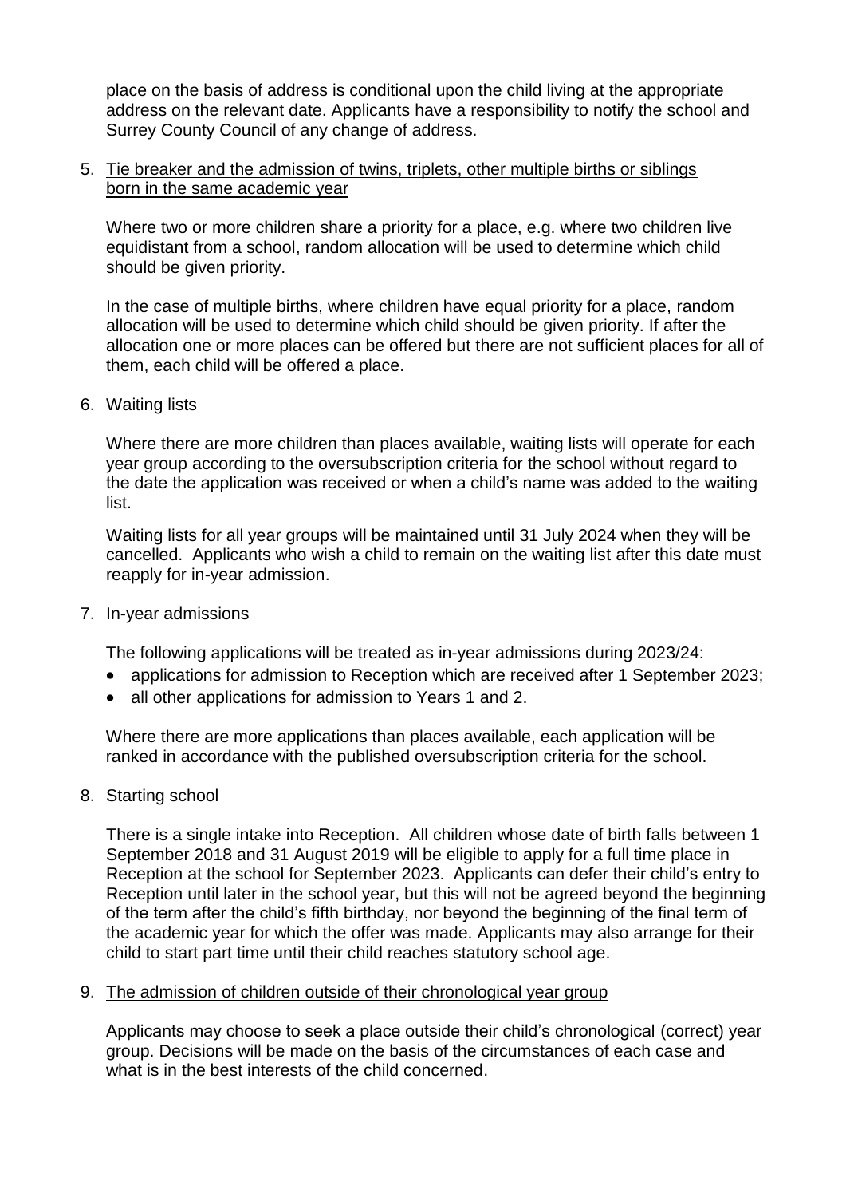place on the basis of address is conditional upon the child living at the appropriate address on the relevant date. Applicants have a responsibility to notify the school and Surrey County Council of any change of address.

5. Tie breaker and the admission of twins, triplets, other multiple births or siblings born in the same academic year

   Where two or more children share a priority for a place, e.g. where two children live equidistant from a school, random allocation will be used to determine which child should be given priority.

   In the case of multiple births, where children have equal priority for a place, random allocation will be used to determine which child should be given priority. If after the allocation one or more places can be offered but there are not sufficient places for all of them, each child will be offered a place.

6. Waiting lists

   Where there are more children than places available, waiting lists will operate for each year group according to the oversubscription criteria for the school without regard to the date the application was received or when a child's name was added to the waiting list.

   Waiting lists for all year groups will be maintained until 31 July 2024 when they will be cancelled. Applicants who wish a child to remain on the waiting list after this date must reapply for in-year admission.

7. In-year admissions

   The following applications will be treated as in-year admissions during 2023/24:

   - applications for admission to Reception which are received after 1 September 2023;
   - all other applications for admission to Years 1 and 2.

   Where there are more applications than places available, each application will be ranked in accordance with the published oversubscription criteria for the school.

8. Starting school

   There is a single intake into Reception. All children whose date of birth falls between 1 September 2018 and 31 August 2019 will be eligible to apply for a full time place in Reception at the school for September 2023. Applicants can defer their child's entry to Reception until later in the school year, but this will not be agreed beyond the beginning of the term after the child's fifth birthday, nor beyond the beginning of the final term of the academic year for which the offer was made. Applicants may also arrange for their child to start part time until their child reaches statutory school age.

9. The admission of children outside of their chronological year group

   Applicants may choose to seek a place outside their child's chronological (correct) year group. Decisions will be made on the basis of the circumstances of each case and what is in the best interests of the child concerned.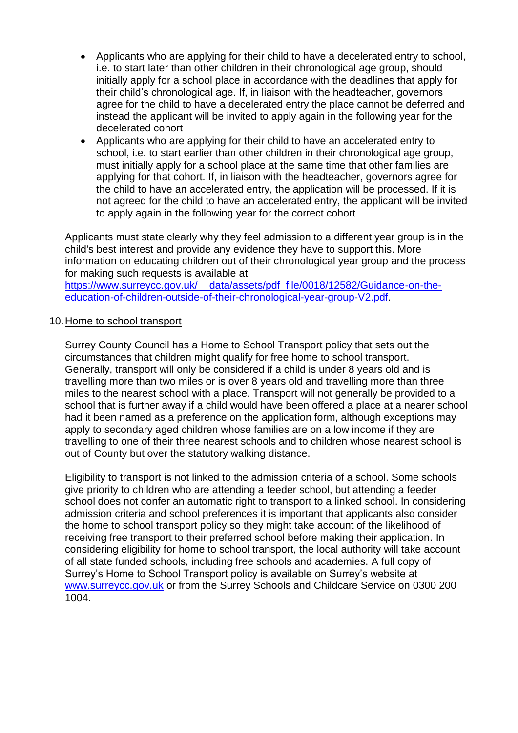- Applicants who are applying for their child to have a decelerated entry to school, i.e. to start later than other children in their chronological age group, should initially apply for a school place in accordance with the deadlines that apply for their child's chronological age. If, in liaison with the headteacher, governors agree for the child to have a decelerated entry the place cannot be deferred and instead the applicant will be invited to apply again in the following year for the decelerated cohort
- Applicants who are applying for their child to have an accelerated entry to school, i.e. to start earlier than other children in their chronological age group, must initially apply for a school place at the same time that other families are applying for that cohort. If, in liaison with the headteacher, governors agree for the child to have an accelerated entry, the application will be processed. If it is not agreed for the child to have an accelerated entry, the applicant will be invited to apply again in the following year for the correct cohort

Applicants must state clearly why they feel admission to a different year group is in the child's best interest and provide any evidence they have to support this. More information on educating children out of their chronological year group and the process for making such requests is available at [https://www.surreycc.gov.uk/__data/assets/pdf_file/0018/12582/Guidance-on-the-education-of-children-outside-of-their-chronological-year-group-V2.pdf](https://www.surreycc.gov.uk/__data/assets/pdf_file/0018/12582/Guidance-on-the-education-of-children-outside-of-their-chronological-year-group-V2.pdf).

10. Home to school transport

Surrey County Council has a Home to School Transport policy that sets out the circumstances that children might qualify for free home to school transport. Generally, transport will only be considered if a child is under 8 years old and is travelling more than two miles or is over 8 years old and travelling more than three miles to the nearest school with a place. Transport will not generally be provided to a school that is further away if a child would have been offered a place at a nearer school had it been named as a preference on the application form, although exceptions may apply to secondary aged children whose families are on a low income if they are travelling to one of their three nearest schools and to children whose nearest school is out of County but over the statutory walking distance.

Eligibility to transport is not linked to the admission criteria of a school. Some schools give priority to children who are attending a feeder school, but attending a feeder school does not confer an automatic right to transport to a linked school. In considering admission criteria and school preferences it is important that applicants also consider the home to school transport policy so they might take account of the likelihood of receiving free transport to their preferred school before making their application. In considering eligibility for home to school transport, the local authority will take account of all state funded schools, including free schools and academies. A full copy of Surrey's Home to School Transport policy is available on Surrey's website at [www.surreycc.gov.uk](http://www.surreycc.gov.uk) or from the Surrey Schools and Childcare Service on 0300 200 1004.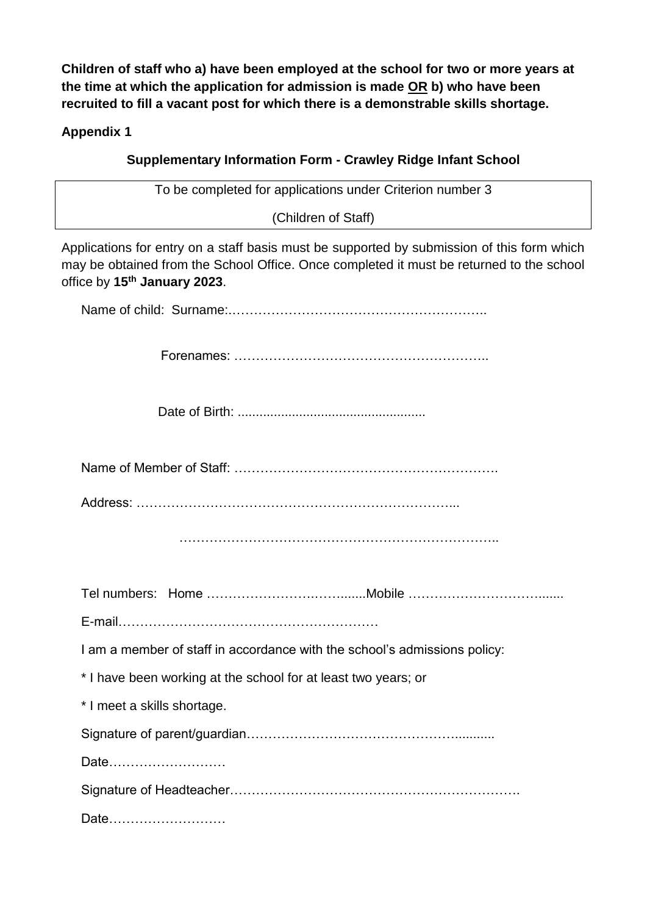**Children of staff who a) have been employed at the school for two or more years at the time at which the application for admission is made OR b) who have been recruited to fill a vacant post for which there is a demonstrable skills shortage.**

**Appendix 1**

### Supplementary Information Form - Crawley Ridge Infant School

| |
|---|
| To be completed for applications under Criterion number 3 |
| (Children of Staff) |

Applications for entry on a staff basis must be supported by submission of this form which may be obtained from the School Office. Once completed it must be returned to the school office by **15th January 2023**.

Name of child: Surname:.…………………………………………………..

Forenames: …………………………………………………..

Date of Birth: ...................................................

Name of Member of Staff: …………………………………………………….

Address: ………………………………………………………………...

……………………………………………………………..

Tel numbers: Home …………………….……........Mobile …………………………......

E-mail……………………………………………………

I am a member of staff in accordance with the school's admissions policy:

* I have been working at the school for at least two years; or

* I meet a skills shortage.

Signature of parent/guardian…………………………………………...........

Date………………………

Signature of Headteacher………………………………………………………….

Date………………………